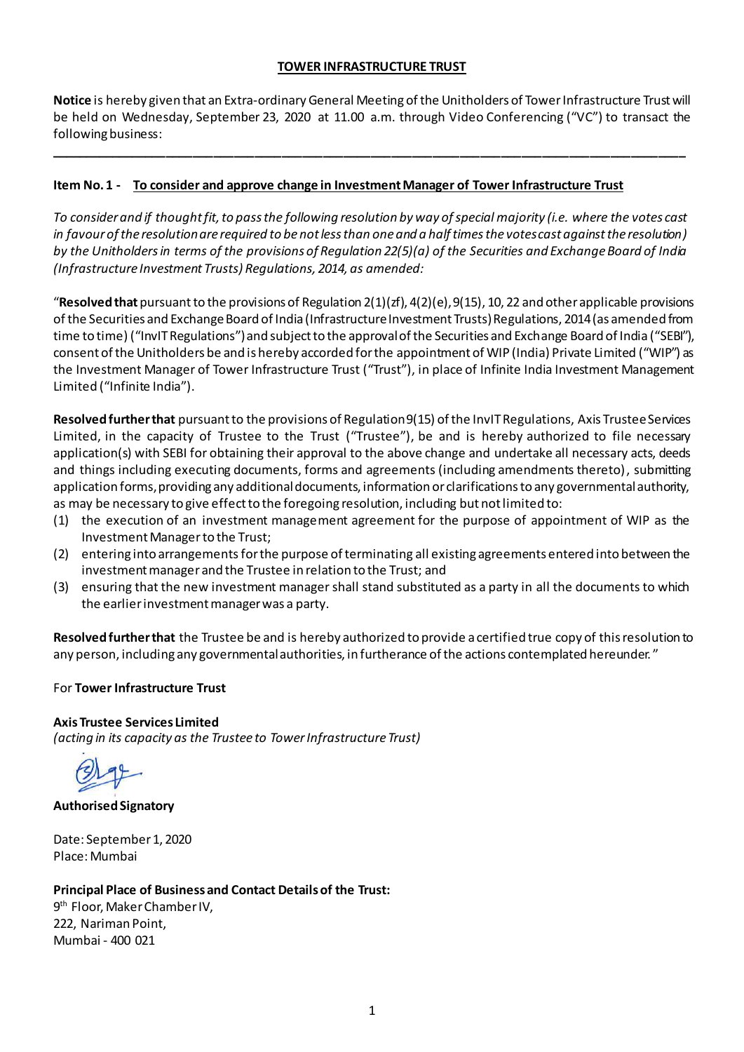# TOWER INFRASTRUCTURE TRUST

**Notice** is hereby given that an Extra-ordinary General Meeting of the Unitholders of Tower Infrastructure Trust will be held on Wednesday, September 23, 2020 at 11.00 a.m. through Video Conferencing ("VC") to transact the following business:

---

## Item No. 1 - To consider and approve change in Investment Manager of Tower Infrastructure Trust

*To consider and if thought fit, to pass the following resolution by way of special majority (i.e. where the votes cast in favour of the resolution are required to be not less than one and a half times the votes cast against the resolution) by the Unitholders in terms of the provisions of Regulation 22(5)(a) of the Securities and Exchange Board of India (Infrastructure Investment Trusts) Regulations, 2014, as amended:*

"**Resolved that** pursuant to the provisions of Regulation 2(1)(zf), 4(2)(e), 9(15), 10, 22 and other applicable provisions of the Securities and Exchange Board of India (Infrastructure Investment Trusts) Regulations, 2014 (as amended from time to time) ("InvIT Regulations") and subject to the approval of the Securities and Exchange Board of India ("SEBI"), consent of the Unitholders be and is hereby accorded for the appointment of WIP (India) Private Limited ("WIP") as the Investment Manager of Tower Infrastructure Trust ("Trust"), in place of Infinite India Investment Management Limited ("Infinite India").

**Resolved further that** pursuant to the provisions of Regulation 9(15) of the InvIT Regulations, Axis Trustee Services Limited, in the capacity of Trustee to the Trust ("Trustee"), be and is hereby authorized to file necessary application(s) with SEBI for obtaining their approval to the above change and undertake all necessary acts, deeds and things including executing documents, forms and agreements (including amendments thereto), submitting application forms, providing any additional documents, information or clarifications to any governmental authority, as may be necessary to give effect to the foregoing resolution, including but not limited to:

(1) the execution of an investment management agreement for the purpose of appointment of WIP as the Investment Manager to the Trust;
(2) entering into arrangements for the purpose of terminating all existing agreements entered into between the investment manager and the Trustee in relation to the Trust; and
(3) ensuring that the new investment manager shall stand substituted as a party in all the documents to which the earlier investment manager was a party.

**Resolved further that** the Trustee be and is hereby authorized to provide a certified true copy of this resolution to any person, including any governmental authorities, in furtherance of the actions contemplated hereunder."

For **Tower Infrastructure Trust**

**Axis Trustee Services Limited**
*(acting in its capacity as the Trustee to Tower Infrastructure Trust)*

**Authorised Signatory**

Date: September 1, 2020
Place: Mumbai

**Principal Place of Business and Contact Details of the Trust:**
9th Floor, Maker Chamber IV,
222, Nariman Point,
Mumbai - 400 021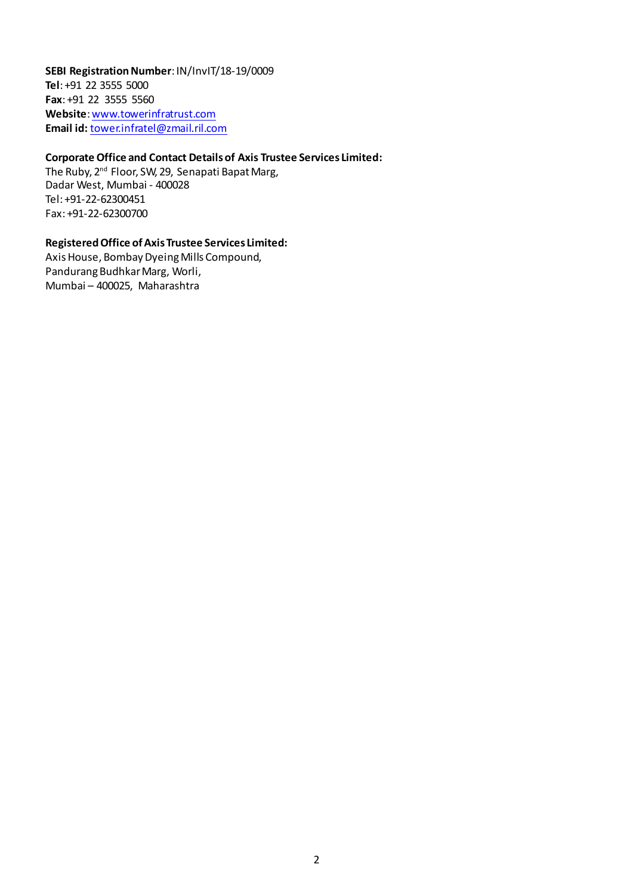**SEBI Registration Number**: IN/InvIT/18-19/0009
**Tel**: +91 22 3555 5000
**Fax**: +91 22 3555 5560
**Website**: www.towerinfratrust.com
**Email id:** tower.infratel@zmail.ril.com

**Corporate Office and Contact Details of Axis Trustee Services Limited:**
The Ruby, 2nd Floor, SW, 29, Senapati Bapat Marg,
Dadar West, Mumbai - 400028
Tel: +91-22-62300451
Fax: +91-22-62300700

**Registered Office of Axis Trustee Services Limited:**
Axis House, Bombay Dyeing Mills Compound,
Pandurang Budhkar Marg, Worli,
Mumbai – 400025, Maharashtra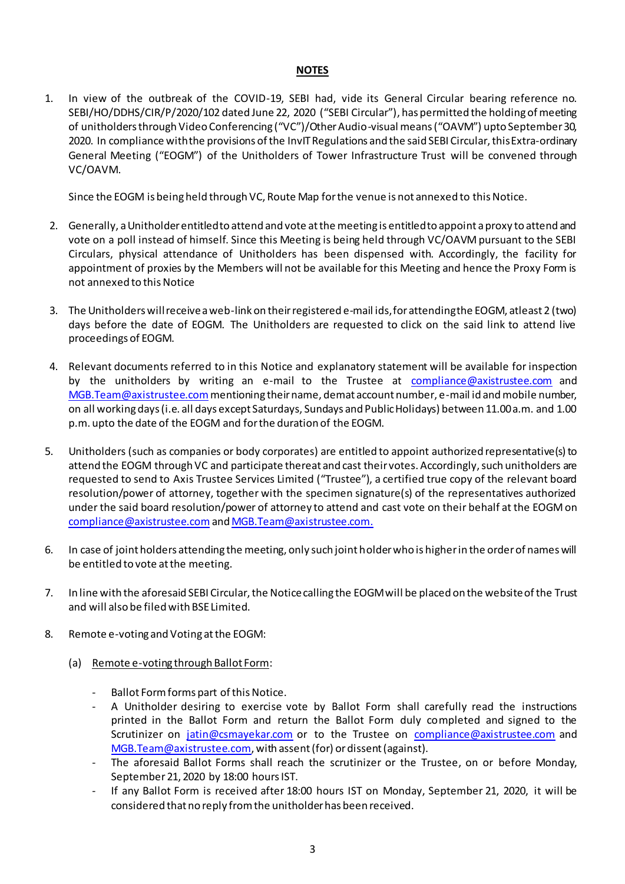## NOTES

1. In view of the outbreak of the COVID-19, SEBI had, vide its General Circular bearing reference no. SEBI/HO/DDHS/CIR/P/2020/102 dated June 22, 2020 ("SEBI Circular"), has permitted the holding of meeting of unitholders through Video Conferencing ("VC")/Other Audio-visual means ("OAVM") upto September 30, 2020. In compliance with the provisions of the InvIT Regulations and the said SEBI Circular, this Extra-ordinary General Meeting ("EOGM") of the Unitholders of Tower Infrastructure Trust will be convened through VC/OAVM.

   Since the EOGM is being held through VC, Route Map for the venue is not annexed to this Notice.

2. Generally, a Unitholder entitled to attend and vote at the meeting is entitled to appoint a proxy to attend and vote on a poll instead of himself. Since this Meeting is being held through VC/OAVM pursuant to the SEBI Circulars, physical attendance of Unitholders has been dispensed with. Accordingly, the facility for appointment of proxies by the Members will not be available for this Meeting and hence the Proxy Form is not annexed to this Notice

3. The Unitholders will receive a web-link on their registered e-mail ids, for attending the EOGM, atleast 2 (two) days before the date of EOGM. The Unitholders are requested to click on the said link to attend live proceedings of EOGM.

4. Relevant documents referred to in this Notice and explanatory statement will be available for inspection by the unitholders by writing an e-mail to the Trustee at compliance@axistrustee.com and MGB.Team@axistrustee.com mentioning their name, demat account number, e-mail id and mobile number, on all working days (i.e. all days except Saturdays, Sundays and Public Holidays) between 11.00 a.m. and 1.00 p.m. upto the date of the EOGM and for the duration of the EOGM.

5. Unitholders (such as companies or body corporates) are entitled to appoint authorized representative(s) to attend the EOGM through VC and participate thereat and cast their votes. Accordingly, such unitholders are requested to send to Axis Trustee Services Limited ("Trustee"), a certified true copy of the relevant board resolution/power of attorney, together with the specimen signature(s) of the representatives authorized under the said board resolution/power of attorney to attend and cast vote on their behalf at the EOGM on compliance@axistrustee.com and MGB.Team@axistrustee.com.

6. In case of joint holders attending the meeting, only such joint holder who is higher in the order of names will be entitled to vote at the meeting.

7. In line with the aforesaid SEBI Circular, the Notice calling the EOGM will be placed on the website of the Trust and will also be filed with BSE Limited.

8. Remote e-voting and Voting at the EOGM:

   (a) Remote e-voting through Ballot Form:

   - Ballot Form forms part of this Notice.
   - A Unitholder desiring to exercise vote by Ballot Form shall carefully read the instructions printed in the Ballot Form and return the Ballot Form duly completed and signed to the Scrutinizer on jatin@csmayekar.com or to the Trustee on compliance@axistrustee.com and MGB.Team@axistrustee.com, with assent (for) or dissent (against).
   - The aforesaid Ballot Forms shall reach the scrutinizer or the Trustee, on or before Monday, September 21, 2020 by 18:00 hours IST.
   - If any Ballot Form is received after 18:00 hours IST on Monday, September 21, 2020, it will be considered that no reply from the unitholder has been received.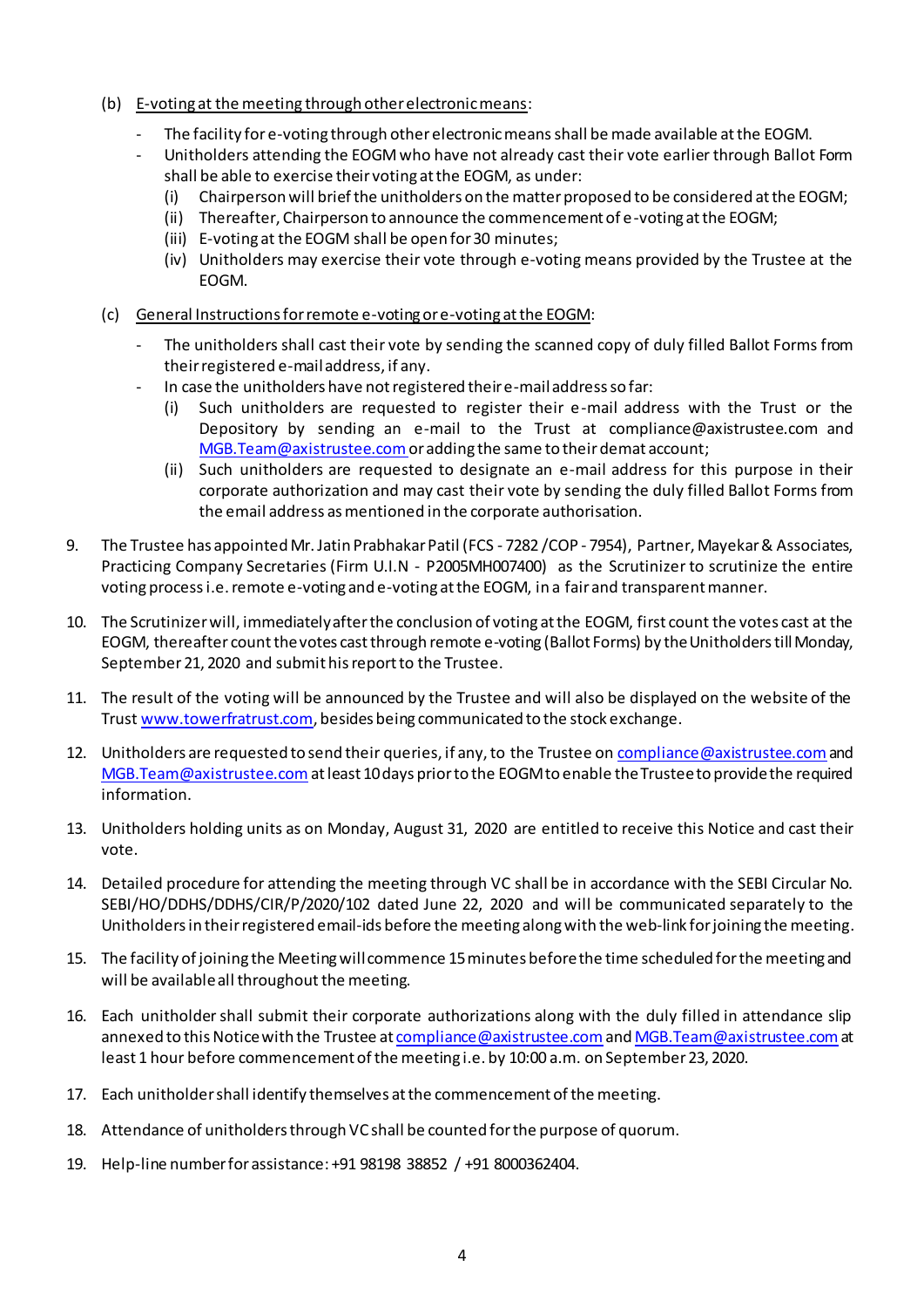(b) E-voting at the meeting through other electronic means:

- The facility for e-voting through other electronic means shall be made available at the EOGM.
- Unitholders attending the EOGM who have not already cast their vote earlier through Ballot Form shall be able to exercise their voting at the EOGM, as under:
    (i) Chairperson will brief the unitholders on the matter proposed to be considered at the EOGM;
    (ii) Thereafter, Chairperson to announce the commencement of e-voting at the EOGM;
    (iii) E-voting at the EOGM shall be open for 30 minutes;
    (iv) Unitholders may exercise their vote through e-voting means provided by the Trustee at the EOGM.

(c) General Instructions for remote e-voting or e-voting at the EOGM:

- The unitholders shall cast their vote by sending the scanned copy of duly filled Ballot Forms from their registered e-mail address, if any.
- In case the unitholders have not registered their e-mail address so far:
    (i) Such unitholders are requested to register their e-mail address with the Trust or the Depository by sending an e-mail to the Trust at compliance@axistrustee.com and MGB.Team@axistrustee.com or adding the same to their demat account;
    (ii) Such unitholders are requested to designate an e-mail address for this purpose in their corporate authorization and may cast their vote by sending the duly filled Ballot Forms from the email address as mentioned in the corporate authorisation.

9. The Trustee has appointed Mr. Jatin Prabhakar Patil (FCS - 7282 /COP - 7954), Partner, Mayekar & Associates, Practicing Company Secretaries (Firm U.I.N - P2005MH007400) as the Scrutinizer to scrutinize the entire voting process i.e. remote e-voting and e-voting at the EOGM, in a fair and transparent manner.

10. The Scrutinizer will, immediately after the conclusion of voting at the EOGM, first count the votes cast at the EOGM, thereafter count the votes cast through remote e-voting (Ballot Forms) by the Unitholders till Monday, September 21, 2020 and submit his report to the Trustee.

11. The result of the voting will be announced by the Trustee and will also be displayed on the website of the Trust www.towerfratrust.com, besides being communicated to the stock exchange.

12. Unitholders are requested to send their queries, if any, to the Trustee on compliance@axistrustee.com and MGB.Team@axistrustee.com at least 10 days prior to the EOGM to enable the Trustee to provide the required information.

13. Unitholders holding units as on Monday, August 31, 2020 are entitled to receive this Notice and cast their vote.

14. Detailed procedure for attending the meeting through VC shall be in accordance with the SEBI Circular No. SEBI/HO/DDHS/DDHS/CIR/P/2020/102 dated June 22, 2020 and will be communicated separately to the Unitholders in their registered email-ids before the meeting along with the web-link for joining the meeting.

15. The facility of joining the Meeting will commence 15 minutes before the time scheduled for the meeting and will be available all throughout the meeting.

16. Each unitholder shall submit their corporate authorizations along with the duly filled in attendance slip annexed to this Notice with the Trustee at compliance@axistrustee.com and MGB.Team@axistrustee.com at least 1 hour before commencement of the meeting i.e. by 10:00 a.m. on September 23, 2020.

17. Each unitholder shall identify themselves at the commencement of the meeting.

18. Attendance of unitholders through VC shall be counted for the purpose of quorum.

19. Help-line number for assistance: +91 98198 38852 / +91 8000362404.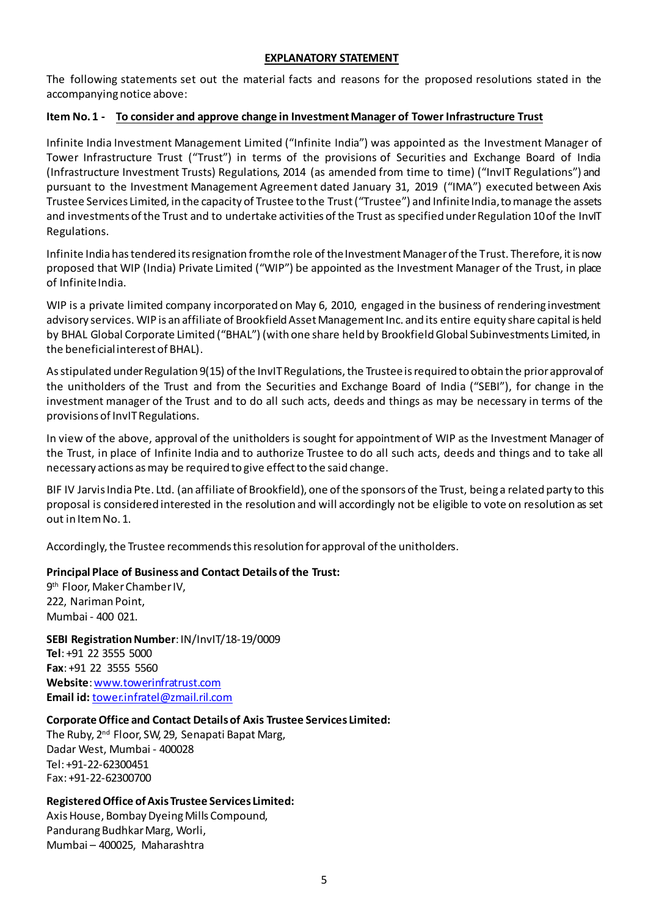## EXPLANATORY STATEMENT

The following statements set out the material facts and reasons for the proposed resolutions stated in the accompanying notice above:

**Item No. 1 - To consider and approve change in Investment Manager of Tower Infrastructure Trust**

Infinite India Investment Management Limited ("Infinite India") was appointed as the Investment Manager of Tower Infrastructure Trust ("Trust") in terms of the provisions of Securities and Exchange Board of India (Infrastructure Investment Trusts) Regulations, 2014 (as amended from time to time) ("InvIT Regulations") and pursuant to the Investment Management Agreement dated January 31, 2019 ("IMA") executed between Axis Trustee Services Limited, in the capacity of Trustee to the Trust ("Trustee") and Infinite India, to manage the assets and investments of the Trust and to undertake activities of the Trust as specified under Regulation 10 of the InvIT Regulations.

Infinite India has tendered its resignation from the role of the Investment Manager of the Trust. Therefore, it is now proposed that WIP (India) Private Limited ("WIP") be appointed as the Investment Manager of the Trust, in place of Infinite India.

WIP is a private limited company incorporated on May 6, 2010, engaged in the business of rendering investment advisory services. WIP is an affiliate of Brookfield Asset Management Inc. and its entire equity share capital is held by BHAL Global Corporate Limited ("BHAL") (with one share held by Brookfield Global Subinvestments Limited, in the beneficial interest of BHAL).

As stipulated under Regulation 9(15) of the InvIT Regulations, the Trustee is required to obtain the prior approval of the unitholders of the Trust and from the Securities and Exchange Board of India ("SEBI"), for change in the investment manager of the Trust and to do all such acts, deeds and things as may be necessary in terms of the provisions of InvIT Regulations.

In view of the above, approval of the unitholders is sought for appointment of WIP as the Investment Manager of the Trust, in place of Infinite India and to authorize Trustee to do all such acts, deeds and things and to take all necessary actions as may be required to give effect to the said change.

BIF IV Jarvis India Pte. Ltd. (an affiliate of Brookfield), one of the sponsors of the Trust, being a related party to this proposal is considered interested in the resolution and will accordingly not be eligible to vote on resolution as set out in Item No. 1.

Accordingly, the Trustee recommends this resolution for approval of the unitholders.

**Principal Place of Business and Contact Details of the Trust:**
9th Floor, Maker Chamber IV,
222, Nariman Point,
Mumbai - 400 021.

**SEBI Registration Number**: IN/InvIT/18-19/0009
**Tel**: +91 22 3555 5000
**Fax**: +91 22 3555 5560
**Website**: www.towerinfratrust.com
**Email id:** tower.infratel@zmail.ril.com

**Corporate Office and Contact Details of Axis Trustee Services Limited:**
The Ruby, 2nd Floor, SW, 29, Senapati Bapat Marg,
Dadar West, Mumbai - 400028
Tel: +91-22-62300451
Fax: +91-22-62300700

**Registered Office of Axis Trustee Services Limited:**
Axis House, Bombay Dyeing Mills Compound,
Pandurang Budhkar Marg, Worli,
Mumbai – 400025, Maharashtra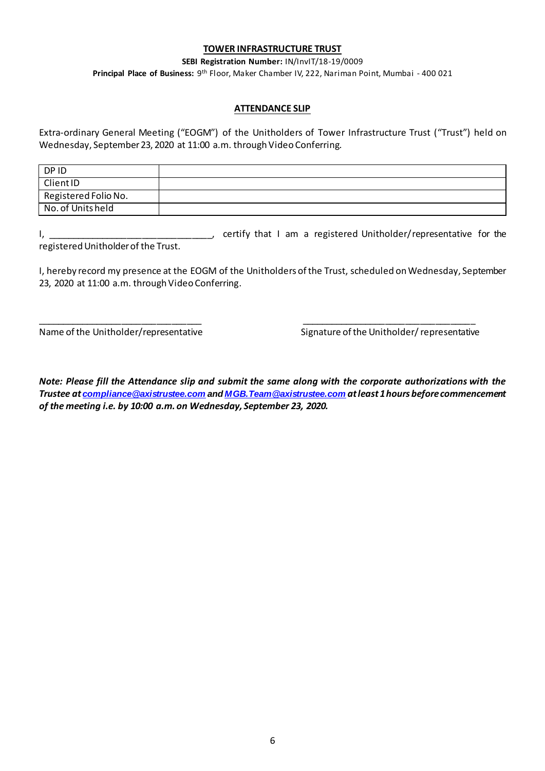**TOWER INFRASTRUCTURE TRUST**

**SEBI Registration Number:** IN/InvIT/18-19/0009

**Principal Place of Business:** 9th Floor, Maker Chamber IV, 222, Nariman Point, Mumbai - 400 021

## ATTENDANCE SLIP

Extra-ordinary General Meeting ("EOGM") of the Unitholders of Tower Infrastructure Trust ("Trust") held on Wednesday, September 23, 2020 at 11:00 a.m. through Video Conferring.

| DP ID | |
|---|---|
| Client ID | |
| Registered Folio No. | |
| No. of Units held | |

I, ________________________________, certify that I am a registered Unitholder/representative for the registered Unitholder of the Trust.

I, hereby record my presence at the EOGM of the Unitholders of the Trust, scheduled on Wednesday, September 23, 2020 at 11:00 a.m. through Video Conferring.

________________________________ ________________________________

Name of the Unitholder/representative Signature of the Unitholder/ representative

***Note: Please fill the Attendance slip and submit the same along with the corporate authorizations with the Trustee at compliance@axistrustee.com and MGB.Team@axistrustee.com at least 1 hours before commencement of the meeting i.e. by 10:00 a.m. on Wednesday, September 23, 2020.***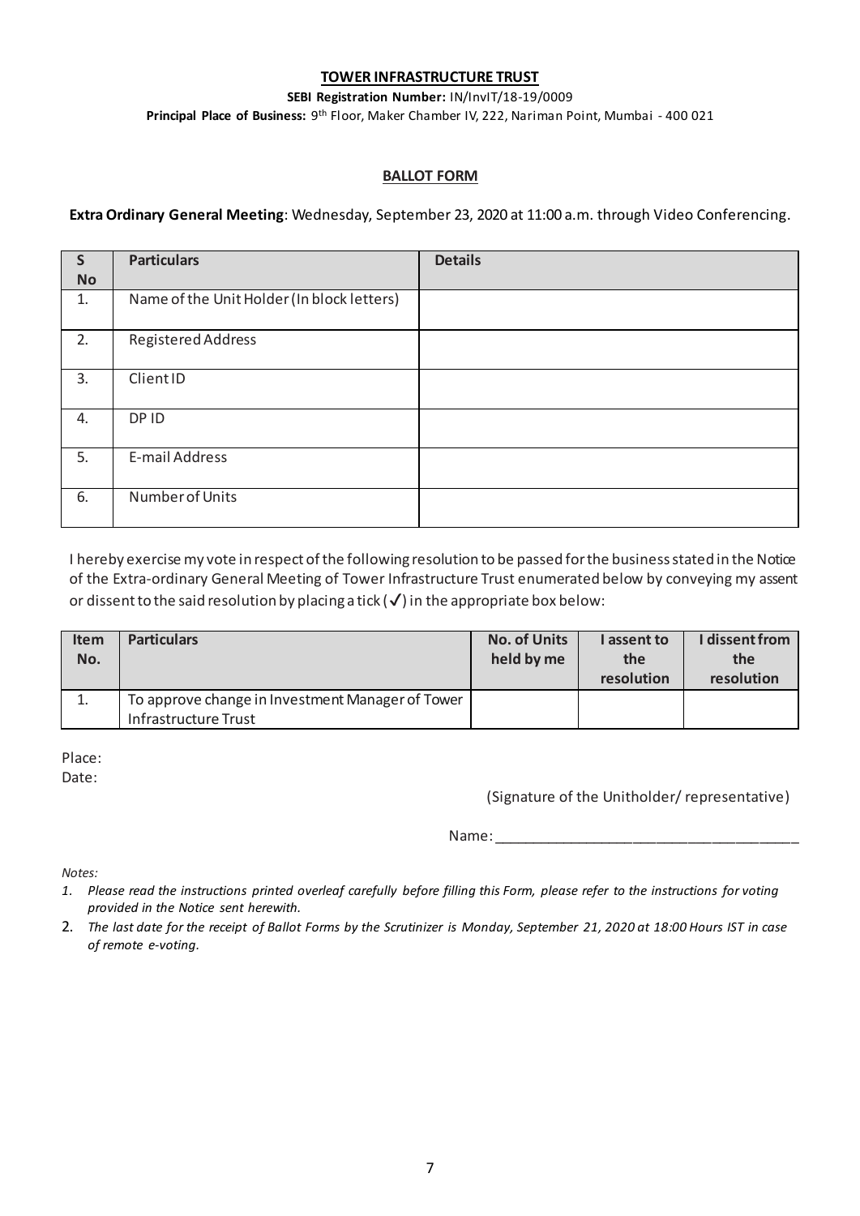**TOWER INFRASTRUCTURE TRUST**

**SEBI Registration Number:** IN/InvIT/18-19/0009

**Principal Place of Business:** 9th Floor, Maker Chamber IV, 222, Nariman Point, Mumbai - 400 021

## BALLOT FORM

**Extra Ordinary General Meeting**: Wednesday, September 23, 2020 at 11:00 a.m. through Video Conferencing.

| S No | Particulars | Details |
|---|---|---|
| 1. | Name of the Unit Holder (In block letters) | |
| 2. | Registered Address | |
| 3. | Client ID | |
| 4. | DP ID | |
| 5. | E-mail Address | |
| 6. | Number of Units | |

I hereby exercise my vote in respect of the following resolution to be passed for the business stated in the Notice of the Extra-ordinary General Meeting of Tower Infrastructure Trust enumerated below by conveying my assent or dissent to the said resolution by placing a tick (✓) in the appropriate box below:

| Item No. | Particulars | No. of Units held by me | I assent to the resolution | I dissent from the resolution |
|---|---|---|---|---|
| 1. | To approve change in Investment Manager of Tower Infrastructure Trust | | | |

Place:

Date:

(Signature of the Unitholder/ representative)

Name: ______________________________________

*Notes:*

1. *Please read the instructions printed overleaf carefully before filling this Form, please refer to the instructions for voting provided in the Notice sent herewith.*
2. *The last date for the receipt of Ballot Forms by the Scrutinizer is Monday, September 21, 2020 at 18:00 Hours IST in case of remote e-voting.*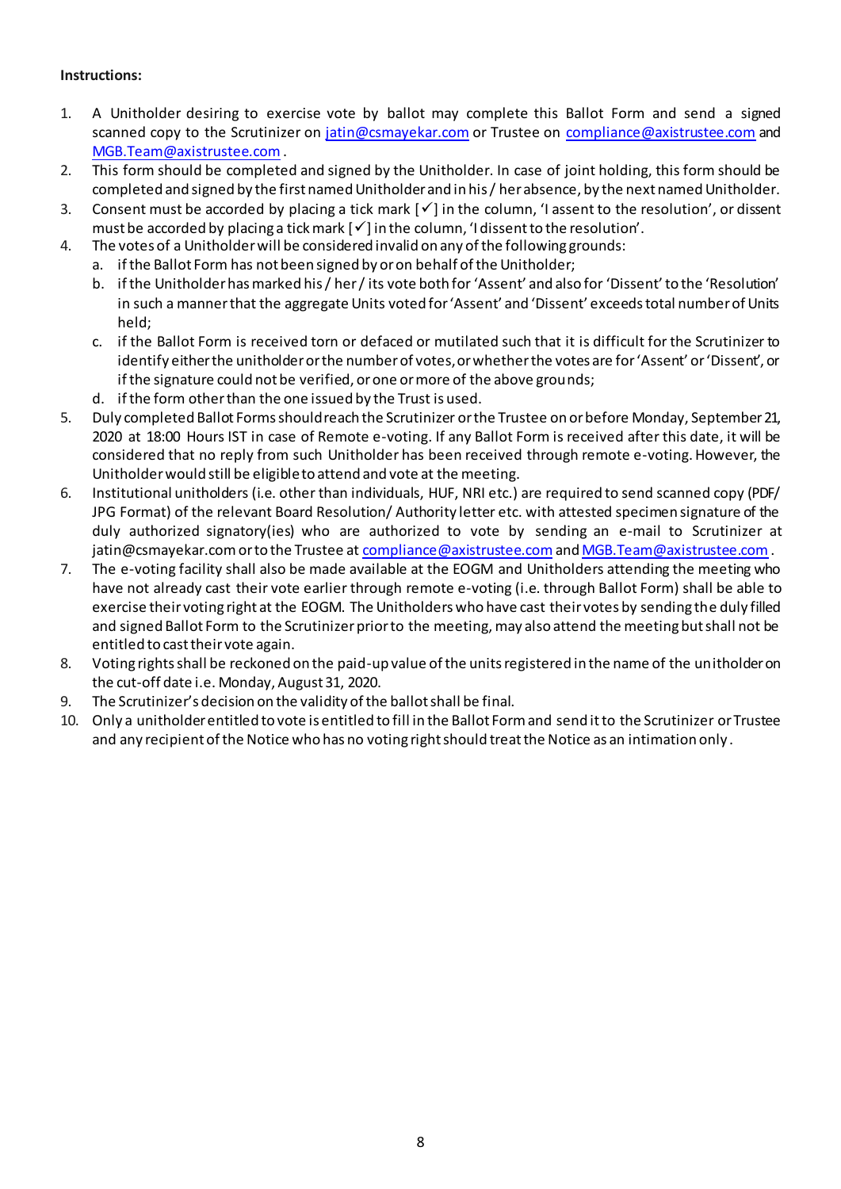**Instructions:**

1. A Unitholder desiring to exercise vote by ballot may complete this Ballot Form and send a signed scanned copy to the Scrutinizer on jatin@csmayekar.com or Trustee on compliance@axistrustee.com and MGB.Team@axistrustee.com.
2. This form should be completed and signed by the Unitholder. In case of joint holding, this form should be completed and signed by the first named Unitholder and in his / her absence, by the next named Unitholder.
3. Consent must be accorded by placing a tick mark [✓] in the column, 'I assent to the resolution', or dissent must be accorded by placing a tick mark [✓] in the column, 'I dissent to the resolution'.
4. The votes of a Unitholder will be considered invalid on any of the following grounds:
   a. if the Ballot Form has not been signed by or on behalf of the Unitholder;
   b. if the Unitholder has marked his / her / its vote both for 'Assent' and also for 'Dissent' to the 'Resolution' in such a manner that the aggregate Units voted for 'Assent' and 'Dissent' exceeds total number of Units held;
   c. if the Ballot Form is received torn or defaced or mutilated such that it is difficult for the Scrutinizer to identify either the unitholder or the number of votes, or whether the votes are for 'Assent' or 'Dissent', or if the signature could not be verified, or one or more of the above grounds;
   d. if the form other than the one issued by the Trust is used.
5. Duly completed Ballot Forms should reach the Scrutinizer or the Trustee on or before Monday, September 21, 2020 at 18:00 Hours IST in case of Remote e-voting. If any Ballot Form is received after this date, it will be considered that no reply from such Unitholder has been received through remote e-voting. However, the Unitholder would still be eligible to attend and vote at the meeting.
6. Institutional unitholders (i.e. other than individuals, HUF, NRI etc.) are required to send scanned copy (PDF/ JPG Format) of the relevant Board Resolution/ Authority letter etc. with attested specimen signature of the duly authorized signatory(ies) who are authorized to vote by sending an e-mail to Scrutinizer at jatin@csmayekar.com or to the Trustee at compliance@axistrustee.com and MGB.Team@axistrustee.com.
7. The e-voting facility shall also be made available at the EOGM and Unitholders attending the meeting who have not already cast their vote earlier through remote e-voting (i.e. through Ballot Form) shall be able to exercise their voting right at the EOGM. The Unitholders who have cast their votes by sending the duly filled and signed Ballot Form to the Scrutinizer prior to the meeting, may also attend the meeting but shall not be entitled to cast their vote again.
8. Voting rights shall be reckoned on the paid-up value of the units registered in the name of the unitholder on the cut-off date i.e. Monday, August 31, 2020.
9. The Scrutinizer's decision on the validity of the ballot shall be final.
10. Only a unitholder entitled to vote is entitled to fill in the Ballot Form and send it to the Scrutinizer or Trustee and any recipient of the Notice who has no voting right should treat the Notice as an intimation only.